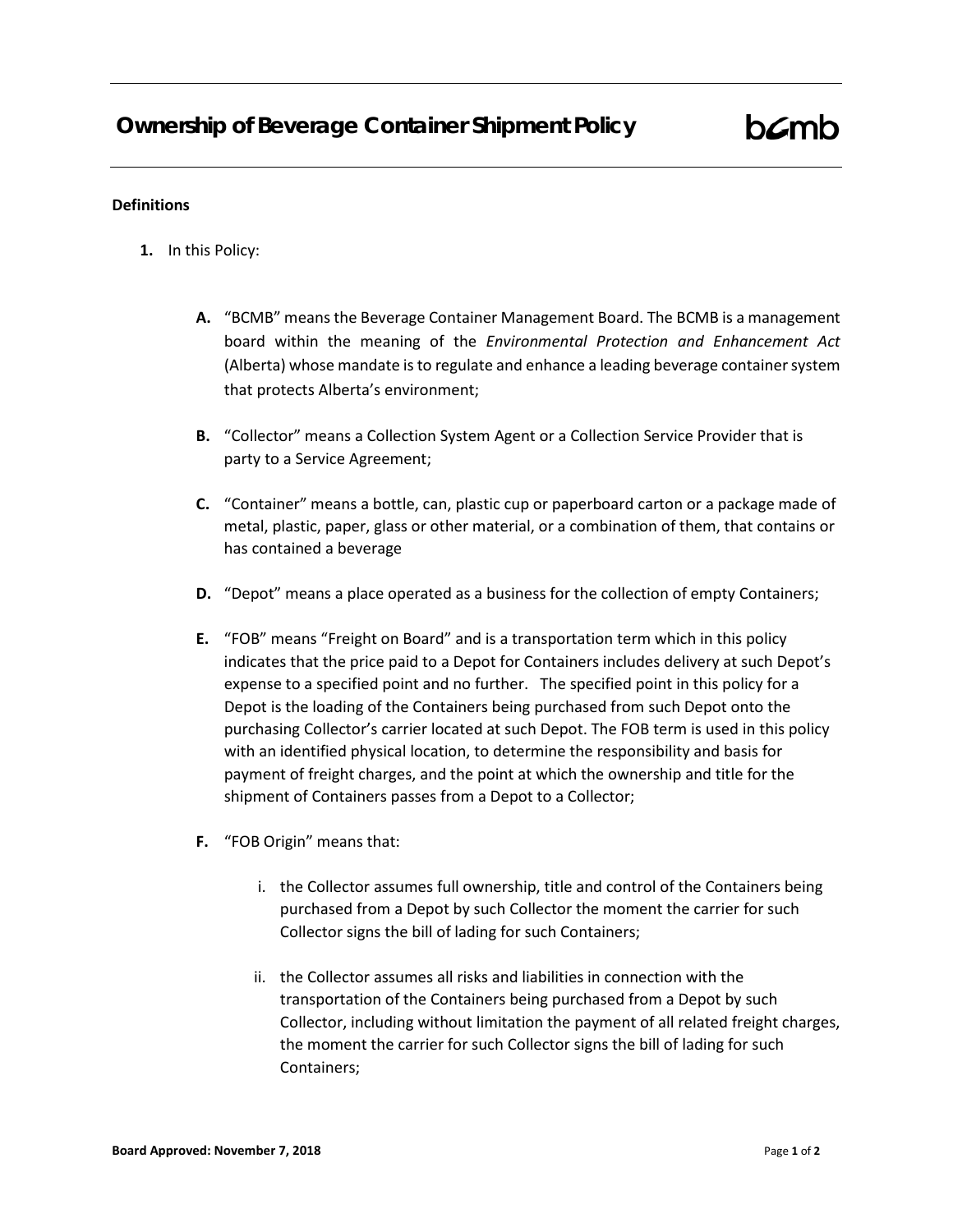# Ownership of Beverage Container Shipment Policy

bcmb

**Definitions**

1. In this Policy:

   A. "BCMB" means the Beverage Container Management Board. The BCMB is a management board within the meaning of the *Environmental Protection and Enhancement Act* (Alberta) whose mandate is to regulate and enhance a leading beverage container system that protects Alberta's environment;

   B. "Collector" means a Collection System Agent or a Collection Service Provider that is party to a Service Agreement;

   C. "Container" means a bottle, can, plastic cup or paperboard carton or a package made of metal, plastic, paper, glass or other material, or a combination of them, that contains or has contained a beverage

   D. "Depot" means a place operated as a business for the collection of empty Containers;

   E. "FOB" means "Freight on Board" and is a transportation term which in this policy indicates that the price paid to a Depot for Containers includes delivery at such Depot's expense to a specified point and no further. The specified point in this policy for a Depot is the loading of the Containers being purchased from such Depot onto the purchasing Collector's carrier located at such Depot. The FOB term is used in this policy with an identified physical location, to determine the responsibility and basis for payment of freight charges, and the point at which the ownership and title for the shipment of Containers passes from a Depot to a Collector;

   F. "FOB Origin" means that:

      i. the Collector assumes full ownership, title and control of the Containers being purchased from a Depot by such Collector the moment the carrier for such Collector signs the bill of lading for such Containers;

      ii. the Collector assumes all risks and liabilities in connection with the transportation of the Containers being purchased from a Depot by such Collector, including without limitation the payment of all related freight charges, the moment the carrier for such Collector signs the bill of lading for such Containers;

**Board Approved: November 7, 2018**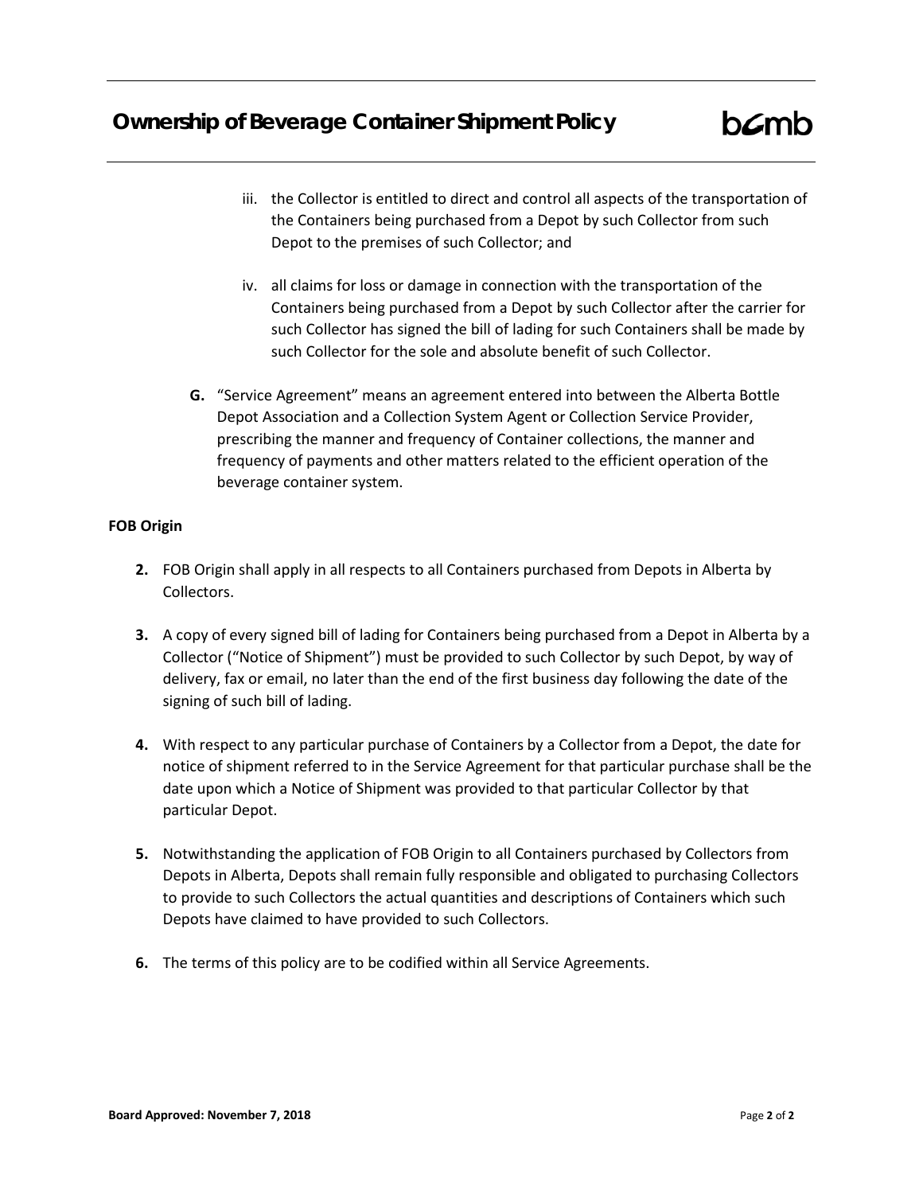iii. the Collector is entitled to direct and control all aspects of the transportation of the Containers being purchased from a Depot by such Collector from such Depot to the premises of such Collector; and

iv. all claims for loss or damage in connection with the transportation of the Containers being purchased from a Depot by such Collector after the carrier for such Collector has signed the bill of lading for such Containers shall be made by such Collector for the sole and absolute benefit of such Collector.

**G.** "Service Agreement" means an agreement entered into between the Alberta Bottle Depot Association and a Collection System Agent or Collection Service Provider, prescribing the manner and frequency of Container collections, the manner and frequency of payments and other matters related to the efficient operation of the beverage container system.

**FOB Origin**

**2.** FOB Origin shall apply in all respects to all Containers purchased from Depots in Alberta by Collectors.

**3.** A copy of every signed bill of lading for Containers being purchased from a Depot in Alberta by a Collector ("Notice of Shipment") must be provided to such Collector by such Depot, by way of delivery, fax or email, no later than the end of the first business day following the date of the signing of such bill of lading.

**4.** With respect to any particular purchase of Containers by a Collector from a Depot, the date for notice of shipment referred to in the Service Agreement for that particular purchase shall be the date upon which a Notice of Shipment was provided to that particular Collector by that particular Depot.

**5.** Notwithstanding the application of FOB Origin to all Containers purchased by Collectors from Depots in Alberta, Depots shall remain fully responsible and obligated to purchasing Collectors to provide to such Collectors the actual quantities and descriptions of Containers which such Depots have claimed to have provided to such Collectors.

**6.** The terms of this policy are to be codified within all Service Agreements.

**Board Approved: November 7, 2018**